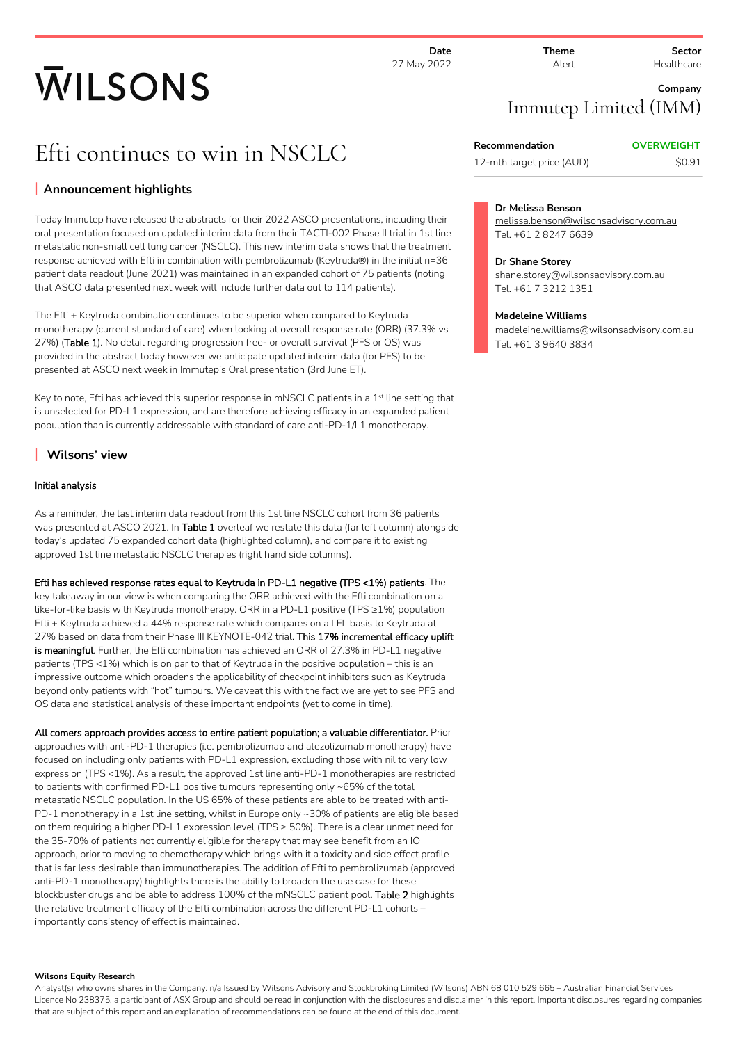# WILSONS

**Date** 27 May 2022 | **Theme** Alert | **Sector** Healthcare

**Company**

Immutep Limited (IMM)

# Efti continues to win in NSCLC

| Recommendation | OVERWEIGHT |
| --- | --- |
| 12-mth target price (AUD) | $0.91 |

**Dr Melissa Benson**
melissa.benson@wilsonsadvisory.com.au
Tel. +61 2 8247 6639

**Dr Shane Storey**
shane.storey@wilsonsadvisory.com.au
Tel. +61 7 3212 1351

**Madeleine Williams**
madeleine.williams@wilsonsadvisory.com.au
Tel. +61 3 9640 3834

## Announcement highlights

Today Immutep have released the abstracts for their 2022 ASCO presentations, including their oral presentation focused on updated interim data from their TACTI-002 Phase II trial in 1st line metastatic non-small cell lung cancer (NSCLC). This new interim data shows that the treatment response achieved with Efti in combination with pembrolizumab (Keytruda®) in the initial n=36 patient data readout (June 2021) was maintained in an expanded cohort of 75 patients (noting that ASCO data presented next week will include further data out to 114 patients).

The Efti + Keytruda combination continues to be superior when compared to Keytruda monotherapy (current standard of care) when looking at overall response rate (ORR) (37.3% vs 27%) (**Table 1**). No detail regarding progression free- or overall survival (PFS or OS) was provided in the abstract today however we anticipate updated interim data (for PFS) to be presented at ASCO next week in Immutep's Oral presentation (3rd June ET).

Key to note, Efti has achieved this superior response in mNSCLC patients in a 1st line setting that is unselected for PD-L1 expression, and are therefore achieving efficacy in an expanded patient population than is currently addressable with standard of care anti-PD-1/L1 monotherapy.

## Wilsons' view

### Initial analysis

As a reminder, the last interim data readout from this 1st line NSCLC cohort from 36 patients was presented at ASCO 2021. In **Table 1** overleaf we restate this data (far left column) alongside today's updated 75 expanded cohort data (highlighted column), and compare it to existing approved 1st line metastatic NSCLC therapies (right hand side columns).

**Efti has achieved response rates equal to Keytruda in PD-L1 negative (TPS <1%) patients**. The key takeaway in our view is when comparing the ORR achieved with the Efti combination on a like-for-like basis with Keytruda monotherapy. ORR in a PD-L1 positive (TPS ≥1%) population Efti + Keytruda achieved a 44% response rate which compares on a LFL basis to Keytruda at 27% based on data from their Phase III KEYNOTE-042 trial. **This 17% incremental efficacy uplift is meaningful.** Further, the Efti combination has achieved an ORR of 27.3% in PD-L1 negative patients (TPS <1%) which is on par to that of Keytruda in the positive population – this is an impressive outcome which broadens the applicability of checkpoint inhibitors such as Keytruda beyond only patients with "hot" tumours. We caveat this with the fact we are yet to see PFS and OS data and statistical analysis of these important endpoints (yet to come in time).

**All comers approach provides access to entire patient population; a valuable differentiator.** Prior approaches with anti-PD-1 therapies (i.e. pembrolizumab and atezolizumab monotherapy) have focused on including only patients with PD-L1 expression, excluding those with nil to very low expression (TPS <1%). As a result, the approved 1st line anti-PD-1 monotherapies are restricted to patients with confirmed PD-L1 positive tumours representing only ~65% of the total metastatic NSCLC population. In the US 65% of these patients are able to be treated with anti-PD-1 monotherapy in a 1st line setting, whilst in Europe only ~30% of patients are eligible based on them requiring a higher PD-L1 expression level (TPS ≥ 50%). There is a clear unmet need for the 35-70% of patients not currently eligible for therapy that may see benefit from an IO approach, prior to moving to chemotherapy which brings with it a toxicity and side effect profile that is far less desirable than immunotherapies. The addition of Efti to pembrolizumab (approved anti-PD-1 monotherapy) highlights there is the ability to broaden the use case for these blockbuster drugs and be able to address 100% of the mNSCLC patient pool. **Table 2** highlights the relative treatment efficacy of the Efti combination across the different PD-L1 cohorts – importantly consistency of effect is maintained.

**Wilsons Equity Research**

Analyst(s) who owns shares in the Company: n/a Issued by Wilsons Advisory and Stockbroking Limited (Wilsons) ABN 68 010 529 665 – Australian Financial Services Licence No 238375, a participant of ASX Group and should be read in conjunction with the disclosures and disclaimer in this report. Important disclosures regarding companies that are subject of this report and an explanation of recommendations can be found at the end of this document.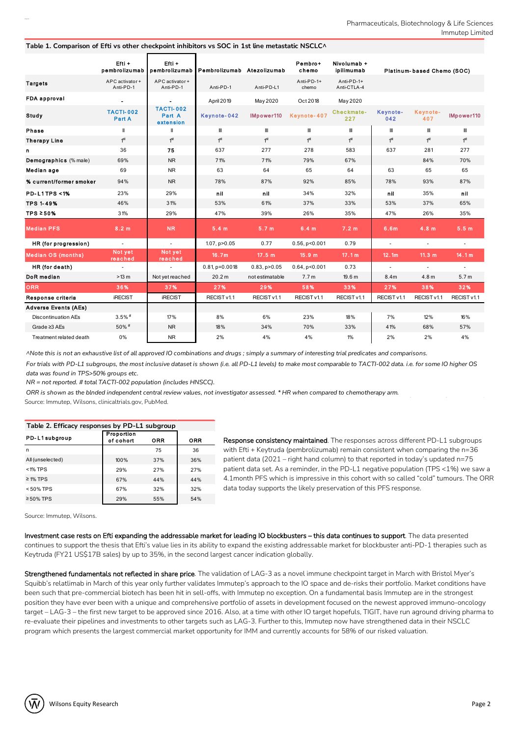**Table 1. Comparison of Efti vs other checkpoint inhibitors vs SOC in 1st line metastatic NSCLC^**

| | Efti + pembrolizumab | Efti + pembrolizumab | Pembrolizumab | Atezolizumab | Pembro+ chemo | Nivolumab + ipilimumab | Platinum-based Chemo (SOC) | | |
|---|---|---|---|---|---|---|---|---|---|
| **Targets** | APC activator + Anti-PD-1 | APC activator + Anti-PD-1 | Anti-PD-1 | Anti-PD-L1 | Anti-PD-1+ chemo | Anti-PD-1+ Anti-CTLA-4 | | | |
| **FDA approval** | - | - | April 2019 | May 2020 | Oct 2018 | May 2020 | | | |
| **Study** | TACTI-002 Part A | TACTI-002 Part A extension | Keynote-042 | IMpower110 | Keynote-407 | Checkmate-227 | Keynote-042 | Keynote-407 | IMpower110 |
| **Phase** | II | II | III | III | III | III | III | III | III |
| **Therapy Line** | 1st | 1st | 1st | 1st | 1st | 1st | 1st | 1st | 1st |
| **n** | 36 | **75** | 637 | 277 | 278 | 583 | 637 | 281 | 277 |
| **Demographics** (% male) | 69% | NR | 71% | 71% | 79% | 67% | | 84% | 70% |
| **Median age** | 69 | NR | 63 | 64 | 65 | 64 | 63 | 65 | 65 |
| **% current/former smoker** | 94% | NR | 78% | 87% | 92% | 85% | 78% | 93% | 87% |
| **PD-L1 TPS <1%** | 23% | 29% | nil | nil | 34% | 32% | nil | 35% | nil |
| **TPS 1-49%** | 46% | 31% | 53% | 61% | 37% | 33% | 53% | 37% | 65% |
| **TPS ≥50%** | 31% | 29% | 47% | 39% | 26% | 35% | 47% | 26% | 35% |
| **Median PFS** | 8.2 m | NR | 5.4 m | 5.7 m | 6.4 m | 7.2 m | 6.6m | 4.8 m | 5.5 m |
| **HR (for progression)** | - | - | 1.07, p>0.05 | 0.77 | 0.56, p<0.001 | 0.79 | - | - | - |
| **Median OS (months)** | Not yet reached | Not yet reached | 16.7m | 17.5 m | 15.9 m | 17.1 m | 12.1m | 11.3 m | 14.1 m |
| **HR (for death)** | - | - | 0.81, p=0.0018 | 0.83, p>0.05 | 0.64, p<0.001 | 0.73 | - | - | - |
| **DoR median** | >13 m | Not yet reached | 20.2 m | not estimatable | 7.7 m | 19.6 m | 8.4m | 4.8 m | 5.7 m |
| **ORR** | 36% | 37% | 27% | 29% | 58% | 33% | 27% | 38% | 32% |
| **Response criteria** | iRECIST | iRECIST | RECIST v1.1 | RECIST v1.1 | RECIST v1.1 | RECIST v1.1 | RECIST v1.1 | RECIST v1.1 | RECIST v1.1 |
| **Adverse Events (AEs)** | | | | | | | | | |
| Discontinuation AEs | 3.5%# | 17% | 8% | 6% | 23% | 18% | 7% | 12% | 16% |
| Grade ≥3 AEs | 50%# | NR | 18% | 34% | 70% | 33% | 41% | 68% | 57% |
| Treatment related death | 0% | NR | 2% | 4% | 4% | 1% | 2% | 2% | 4% |

*^Note this is not an exhaustive list of all approved IO combinations and drugs ; simply a summary of interesting trial predicates and comparisons.*

*For trials with PD-L1 subgroups, the most inclusive dataset is shown (i.e. all PD-L1 levels) to make most comparable to TACTI-002 data. i.e. for some IO higher OS data was found in TPS>50% groups etc.*

*NR = not reported. # total TACTI-002 population (includes HNSCC).*

*ORR is shown as the blnded independent central review values, not investigator assessed. * HR when compared to chemotherapy arm.*

Source: Immutep, Wilsons, clinicaltrials.gov, PubMed.

**Table 2. Efficacy responses by PD-L1 subgroup**

| PD-L1 subgroup | Proportion of cohort | ORR | ORR |
|---|---|---|---|
| n | | 75 | 36 |
| All (unselected) | 100% | 37% | 36% |
| <1% TPS | 29% | 27% | 27% |
| ≥1% TPS | 67% | 44% | 44% |
| <50% TPS | 67% | 32% | 32% |
| ≥50% TPS | 29% | 55% | 54% |

Source: Immutep, Wilsons.

**Response consistency maintained**. The responses across different PD-L1 subgroups with Efti + Keytruda (pembrolizumab) remain consistent when comparing the n=36 patient data (2021 – right hand column) to that reported in today's updated n=75 patient data set. As a reminder, in the PD-L1 negative population (TPS <1%) we saw a 4.1month PFS which is impressive in this cohort with so called "cold" tumours. The ORR data today supports the likely preservation of this PFS response.

**Investment case rests on Efti expanding the addressable market for leading IO blockbusters – this data continues to support**. The data presented continues to support the thesis that Efti's value lies in its ability to expand the existing addressable market for blockbuster anti-PD-1 therapies such as Keytruda (FY21 US$17B sales) by up to 35%, in the second largest cancer indication globally.

**Strengthened fundamentals not reflected in share price**. The validation of LAG-3 as a novel immune checkpoint target in March with Bristol Myer's Squibb's relatlimab in March of this year only further validates Immutep's approach to the IO space and de-risks their portfolio. Market conditions have been such that pre-commercial biotech has been hit in sell-offs, with Immutep no exception. On a fundamental basis Immutep are in the strongest position they have ever been with a unique and comprehensive portfolio of assets in development focused on the newest approved immuno-oncology target – LAG-3 – the first new target to be approved since 2016. Also, at a time with other IO target hopefuls, TIGIT, have run aground driving pharma to re-evaluate their pipelines and investments to other targets such as LAG-3. Further to this, Immutep now have strengthened data in their NSCLC program which presents the largest commercial market opportunity for IMM and currently accounts for 58% of our risked valuation.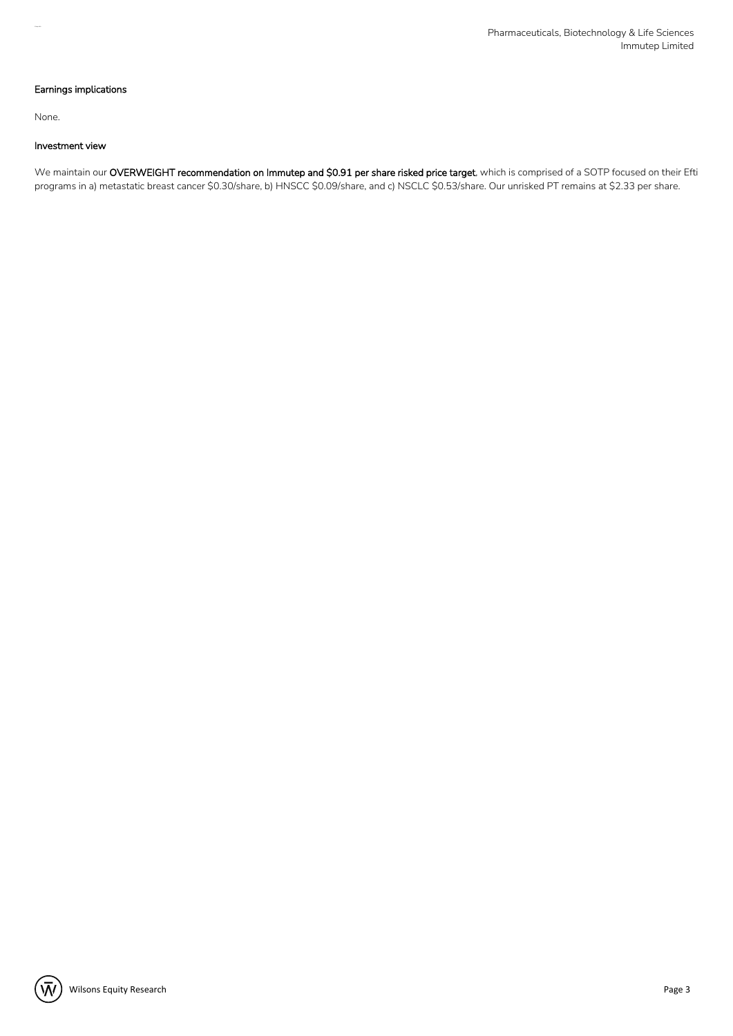### Earnings implications

None.

### Investment view

We maintain our **OVERWEIGHT recommendation on Immutep and $0.91 per share risked price target**, which is comprised of a SOTP focused on their Efti programs in a) metastatic breast cancer $0.30/share, b) HNSCC $0.09/share, and c) NSCLC $0.53/share. Our unrisked PT remains at $2.33 per share.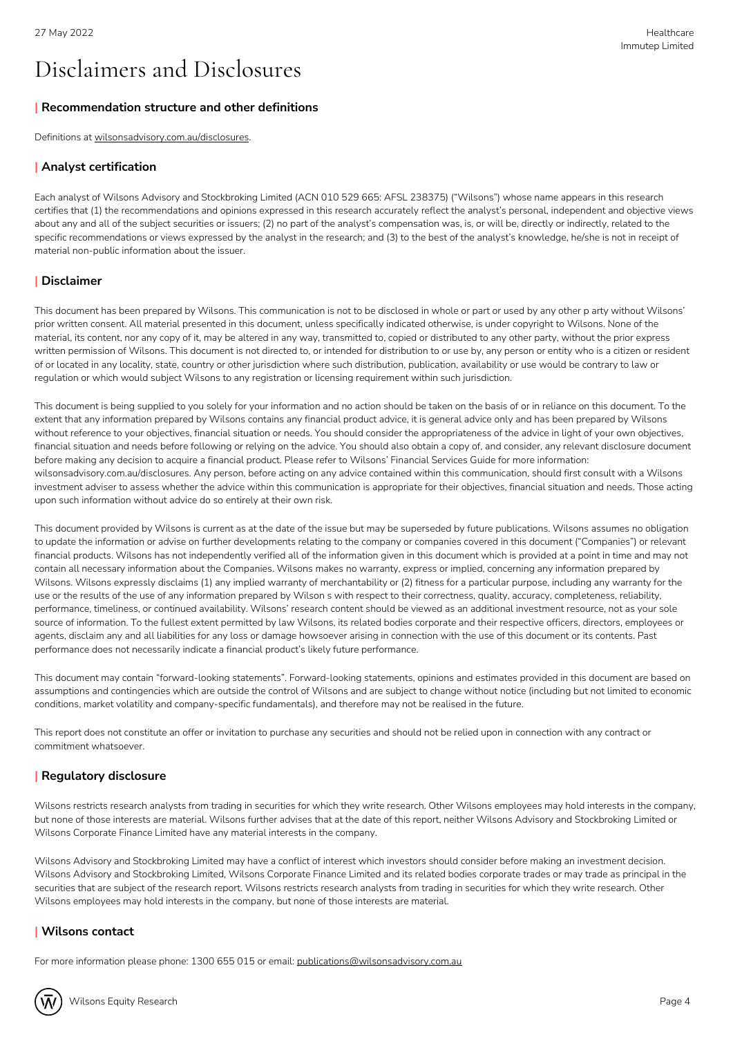# Disclaimers and Disclosures

## Recommendation structure and other definitions

Definitions at wilsonsadvisory.com.au/disclosures.

## Analyst certification

Each analyst of Wilsons Advisory and Stockbroking Limited (ACN 010 529 665: AFSL 238375) ("Wilsons") whose name appears in this research certifies that (1) the recommendations and opinions expressed in this research accurately reflect the analyst's personal, independent and objective views about any and all of the subject securities or issuers; (2) no part of the analyst's compensation was, is, or will be, directly or indirectly, related to the specific recommendations or views expressed by the analyst in the research; and (3) to the best of the analyst's knowledge, he/she is not in receipt of material non-public information about the issuer.

## Disclaimer

This document has been prepared by Wilsons. This communication is not to be disclosed in whole or part or used by any other p arty without Wilsons' prior written consent. All material presented in this document, unless specifically indicated otherwise, is under copyright to Wilsons. None of the material, its content, nor any copy of it, may be altered in any way, transmitted to, copied or distributed to any other party, without the prior express written permission of Wilsons. This document is not directed to, or intended for distribution to or use by, any person or entity who is a citizen or resident of or located in any locality, state, country or other jurisdiction where such distribution, publication, availability or use would be contrary to law or regulation or which would subject Wilsons to any registration or licensing requirement within such jurisdiction.

This document is being supplied to you solely for your information and no action should be taken on the basis of or in reliance on this document. To the extent that any information prepared by Wilsons contains any financial product advice, it is general advice only and has been prepared by Wilsons without reference to your objectives, financial situation or needs. You should consider the appropriateness of the advice in light of your own objectives, financial situation and needs before following or relying on the advice. You should also obtain a copy of, and consider, any relevant disclosure document before making any decision to acquire a financial product. Please refer to Wilsons' Financial Services Guide for more information: wilsonsadvisory.com.au/disclosures. Any person, before acting on any advice contained within this communication, should first consult with a Wilsons investment adviser to assess whether the advice within this communication is appropriate for their objectives, financial situation and needs. Those acting upon such information without advice do so entirely at their own risk.

This document provided by Wilsons is current as at the date of the issue but may be superseded by future publications. Wilsons assumes no obligation to update the information or advise on further developments relating to the company or companies covered in this document ("Companies") or relevant financial products. Wilsons has not independently verified all of the information given in this document which is provided at a point in time and may not contain all necessary information about the Companies. Wilsons makes no warranty, express or implied, concerning any information prepared by Wilsons. Wilsons expressly disclaims (1) any implied warranty of merchantability or (2) fitness for a particular purpose, including any warranty for the use or the results of the use of any information prepared by Wilson s with respect to their correctness, quality, accuracy, completeness, reliability, performance, timeliness, or continued availability. Wilsons' research content should be viewed as an additional investment resource, not as your sole source of information. To the fullest extent permitted by law Wilsons, its related bodies corporate and their respective officers, directors, employees or agents, disclaim any and all liabilities for any loss or damage howsoever arising in connection with the use of this document or its contents. Past performance does not necessarily indicate a financial product's likely future performance.

This document may contain "forward-looking statements". Forward-looking statements, opinions and estimates provided in this document are based on assumptions and contingencies which are outside the control of Wilsons and are subject to change without notice (including but not limited to economic conditions, market volatility and company-specific fundamentals), and therefore may not be realised in the future.

This report does not constitute an offer or invitation to purchase any securities and should not be relied upon in connection with any contract or commitment whatsoever.

## Regulatory disclosure

Wilsons restricts research analysts from trading in securities for which they write research. Other Wilsons employees may hold interests in the company, but none of those interests are material. Wilsons further advises that at the date of this report, neither Wilsons Advisory and Stockbroking Limited or Wilsons Corporate Finance Limited have any material interests in the company.

Wilsons Advisory and Stockbroking Limited may have a conflict of interest which investors should consider before making an investment decision. Wilsons Advisory and Stockbroking Limited, Wilsons Corporate Finance Limited and its related bodies corporate trades or may trade as principal in the securities that are subject of the research report. Wilsons restricts research analysts from trading in securities for which they write research. Other Wilsons employees may hold interests in the company, but none of those interests are material.

## Wilsons contact

For more information please phone: 1300 655 015 or email: publications@wilsonsadvisory.com.au